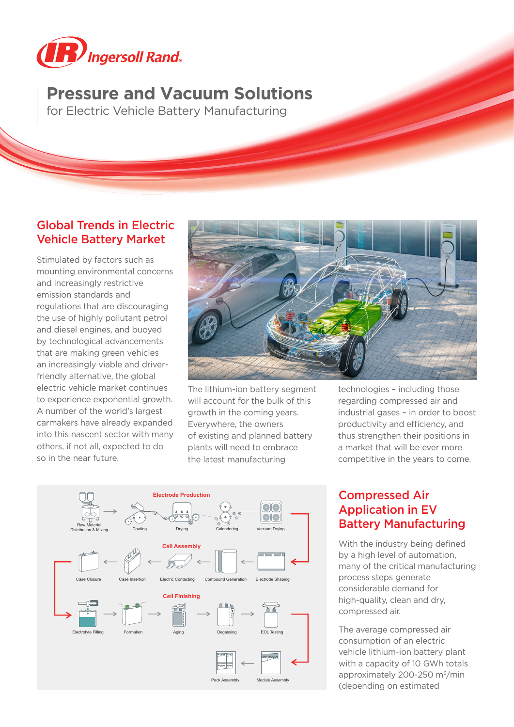# Pressure and Vacuum Solutions

for Electric Vehicle Battery Manufacturing

## Global Trends in Electric Vehicle Battery Market

Stimulated by factors such as mounting environmental concerns and increasingly restrictive emission standards and regulations that are discouraging the use of highly pollutant petrol and diesel engines, and buoyed by technological advancements that are making green vehicles an increasingly viable and driver-friendly alternative, the global electric vehicle market continues to experience exponential growth. A number of the world's largest carmakers have already expanded into this nascent sector with many others, if not all, expected to do so in the near future.

The lithium-ion battery segment will account for the bulk of this growth in the coming years. Everywhere, the owners of existing and planned battery plants will need to embrace the latest manufacturing technologies – including those regarding compressed air and industrial gases – in order to boost productivity and efficiency, and thus strengthen their positions in a market that will be ever more competitive in the years to come.

**Electrode Production**

Raw Material Distribution & Mixing → Coating → Drying → Calendering → Vacuum Drying

**Cell Assembly**

Electrode Shaping → Compound Generation → Electric Contacting → Case Insertion → Case Closure

**Cell Finishing**

Electrolyte Filling → Formation → Aging → Degassing → EOL Testing → Module Assembly → Pack Assembly

## Compressed Air Application in EV Battery Manufacturing

With the industry being defined by a high level of automation, many of the critical manufacturing process steps generate considerable demand for high-quality, clean and dry, compressed air.

The average compressed air consumption of an electric vehicle lithium-ion battery plant with a capacity of 10 GWh totals approximately 200-250 $m^3$/min (depending on estimated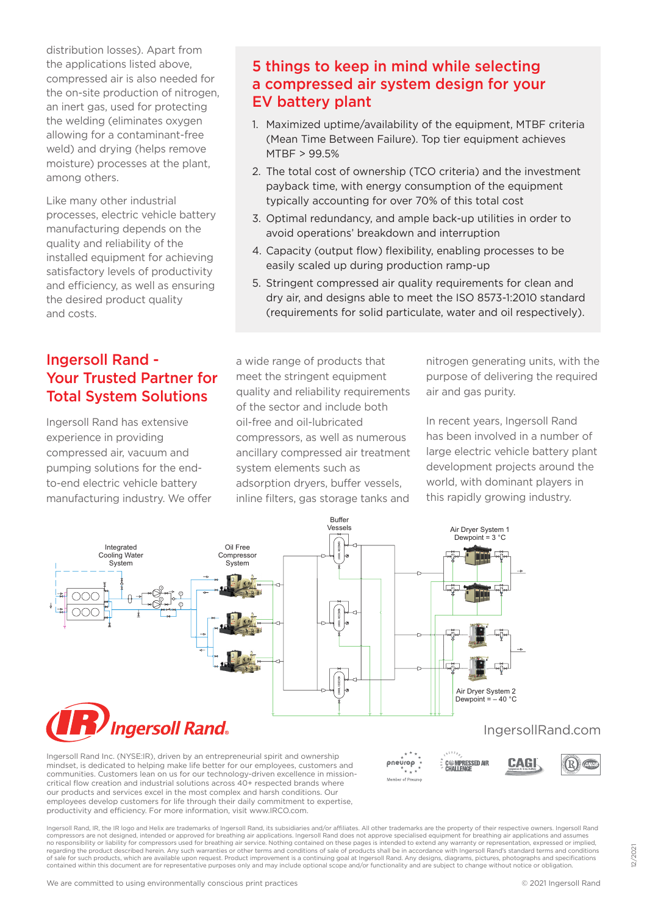distribution losses). Apart from the applications listed above, compressed air is also needed for the on-site production of nitrogen, an inert gas, used for protecting the welding (eliminates oxygen allowing for a contaminant-free weld) and drying (helps remove moisture) processes at the plant, among others.

Like many other industrial processes, electric vehicle battery manufacturing depends on the quality and reliability of the installed equipment for achieving satisfactory levels of productivity and efficiency, as well as ensuring the desired product quality and costs.

## 5 things to keep in mind while selecting a compressed air system design for your EV battery plant

1. Maximized uptime/availability of the equipment, MTBF criteria (Mean Time Between Failure). Top tier equipment achieves MTBF > 99.5%
2. The total cost of ownership (TCO criteria) and the investment payback time, with energy consumption of the equipment typically accounting for over 70% of this total cost
3. Optimal redundancy, and ample back-up utilities in order to avoid operations' breakdown and interruption
4. Capacity (output flow) flexibility, enabling processes to be easily scaled up during production ramp-up
5. Stringent compressed air quality requirements for clean and dry air, and designs able to meet the ISO 8573-1:2010 standard (requirements for solid particulate, water and oil respectively).

## Ingersoll Rand - Your Trusted Partner for Total System Solutions

Ingersoll Rand has extensive experience in providing compressed air, vacuum and pumping solutions for the end-to-end electric vehicle battery manufacturing industry. We offer a wide range of products that meet the stringent equipment quality and reliability requirements of the sector and include both oil-free and oil-lubricated compressors, as well as numerous ancillary compressed air treatment system elements such as adsorption dryers, buffer vessels, inline filters, gas storage tanks and nitrogen generating units, with the purpose of delivering the required air and gas purity.

In recent years, Ingersoll Rand has been involved in a number of large electric vehicle battery plant development projects around the world, with dominant players in this rapidly growing industry.

Integrated Cooling Water System

Oil Free Compressor System

Buffer Vessels

Air Dryer System 1
Dewpoint = 3 °C

Air Dryer System 2
Dewpoint = – 40 °C

Ingersoll Rand

IngersollRand.com

Ingersoll Rand Inc. (NYSE:IR), driven by an entrepreneurial spirit and ownership mindset, is dedicated to helping make life better for our employees, customers and communities. Customers lean on us for our technology-driven excellence in mission-critical flow creation and industrial solutions across 40+ respected brands where our products and services excel in the most complex and harsh conditions. Our employees develop customers for life through their daily commitment to expertise, productivity and efficiency. For more information, visit www.IRCO.com.

pneurop — Member of Pneurop

COMPRESSED AIR CHALLENGE

CAGI

Ingersoll Rand, IR, the IR logo and Helix are trademarks of Ingersoll Rand, its subsidiaries and/or affiliates. All other trademarks are the property of their respective owners. Ingersoll Rand compressors are not designed, intended or approved for breathing air applications. Ingersoll Rand does not approve specialised equipment for breathing air applications and assumes no responsibility or liability for compressors used for breathing air applications. Nothing contained on these pages is intended to extend any warranty or representation, expressed or implied, regarding the product described herein. Any such warranties or other terms and conditions of sale of products shall be in accordance with Ingersoll Rand's standard terms and conditions of sale for such products, which are available upon request. Product improvement is a continuing goal at Ingersoll Rand. Any designs, diagrams, pictures, photographs and specifications contained within this document are for representative purposes only and may include optional scope and/or functionality and are subject to change without notice or obligation.

12/2021

We are committed to using environmentally conscious print practices

© 2021 Ingersoll Rand